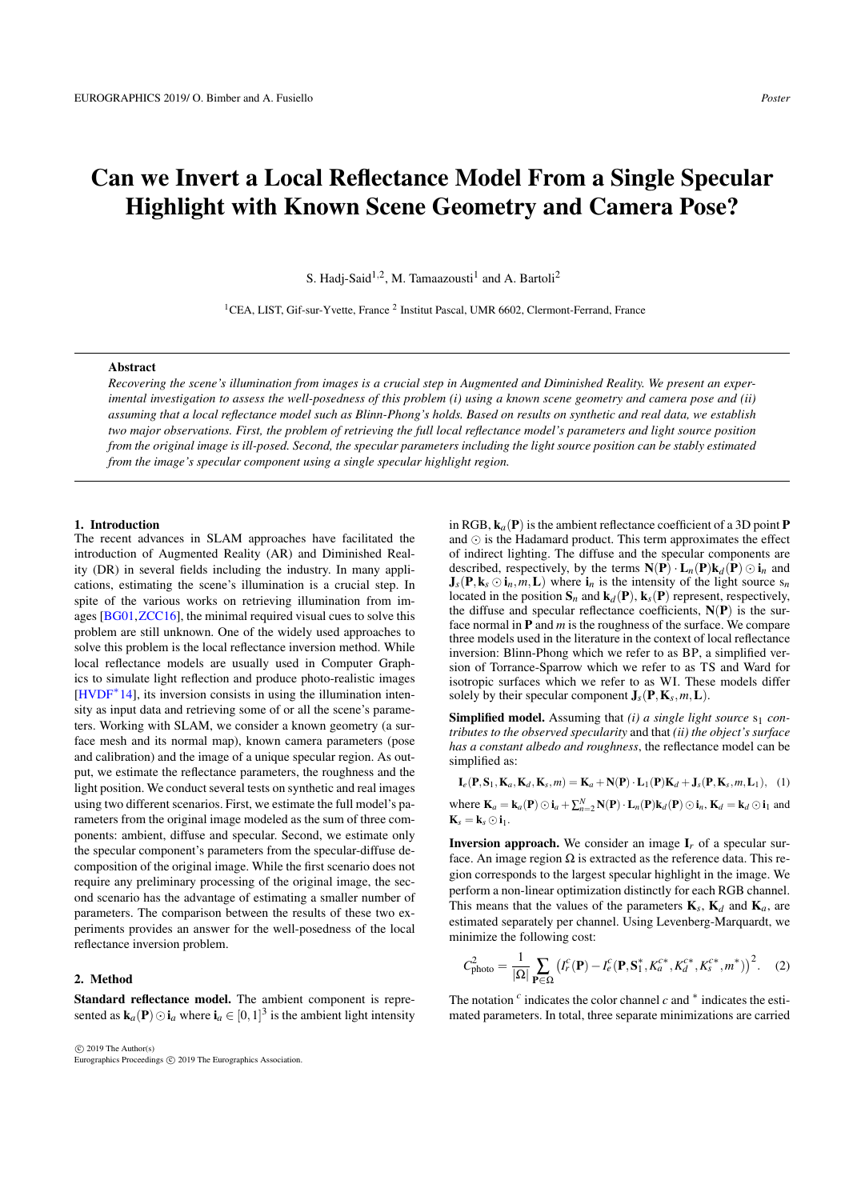# Can we Invert a Local Reflectance Model From a Single Specular Highlight with Known Scene Geometry and Camera Pose?

S. Hadj-Said[1,2], M. Tamaazousti[1] and A. Bartoli[2]

[1]CEA, LIST, Gif-sur-Yvette, France [2] Institut Pascal, UMR 6602, Clermont-Ferrand, France

## Abstract

*Recovering the scene's illumination from images is a crucial step in Augmented and Diminished Reality. We present an experimental investigation to assess the well-posedness of this problem (i) using a known scene geometry and camera pose and (ii) assuming that a local reflectance model such as Blinn-Phong's holds. Based on results on synthetic and real data, we establish two major observations. First, the problem of retrieving the full local reflectance model's parameters and light source position from the original image is ill-posed. Second, the specular parameters including the light source position can be stably estimated from the image's specular component using a single specular highlight region.*

## 1. Introduction

The recent advances in SLAM approaches have facilitated the introduction of Augmented Reality (AR) and Diminished Reality (DR) in several fields including the industry. In many applications, estimating the scene's illumination is a crucial step. In spite of the various works on retrieving illumination from images [BG01,ZCC16], the minimal required visual cues to solve this problem are still unknown. One of the widely used approaches to solve this problem is the local reflectance inversion method. While local reflectance models are usually used in Computer Graphics to simulate light reflection and produce photo-realistic images [HVDF*14], its inversion consists in using the illumination intensity as input data and retrieving some of or all the scene's parameters. Working with SLAM, we consider a known geometry (a surface mesh and its normal map), known camera parameters (pose and calibration) and the image of a unique specular region. As output, we estimate the reflectance parameters, the roughness and the light position. We conduct several tests on synthetic and real images using two different scenarios. First, we estimate the full model's parameters from the original image modeled as the sum of three components: ambient, diffuse and specular. Second, we estimate only the specular component's parameters from the specular-diffuse decomposition of the original image. While the first scenario does not require any preliminary processing of the original image, the second scenario has the advantage of estimating a smaller number of parameters. The comparison between the results of these two experiments provides an answer for the well-posedness of the local reflectance inversion problem.

## 2. Method

**Standard reflectance model.** The ambient component is represented as $\mathbf{k}_a(\mathbf{P}) \odot \mathbf{i}_a$ where $\mathbf{i}_a \in [0,1]^3$ is the ambient light intensity in RGB, $\mathbf{k}_a(\mathbf{P})$ is the ambient reflectance coefficient of a 3D point $\mathbf{P}$ and $\odot$ is the Hadamard product. This term approximates the effect of indirect lighting. The diffuse and the specular components are described, respectively, by the terms $\mathbf{N}(\mathbf{P}) \cdot \mathbf{L}_n(\mathbf{P})\mathbf{k}_d(\mathbf{P}) \odot \mathbf{i}_n$ and $\mathbf{J}_s(\mathbf{P}, \mathbf{k}_s \odot \mathbf{i}_n, m, \mathbf{L})$ where $\mathbf{i}_n$ is the intensity of the light source $s_n$ located in the position $\mathbf{S}_n$ and $\mathbf{k}_d(\mathbf{P})$, $\mathbf{k}_s(\mathbf{P})$ represent, respectively, the diffuse and specular reflectance coefficients, $\mathbf{N}(\mathbf{P})$ is the surface normal in $\mathbf{P}$ and $m$ is the roughness of the surface. We compare three models used in the literature in the context of local reflectance inversion: Blinn-Phong which we refer to as BP, a simplified version of Torrance-Sparrow which we refer to as TS and Ward for isotropic surfaces which we refer to as WI. These models differ solely by their specular component $\mathbf{J}_s(\mathbf{P}, \mathbf{K}_s, m, \mathbf{L})$.

**Simplified model.** Assuming that *(i) a single light source* $s_1$ *contributes to the observed specularity* and that *(ii) the object's surface has a constant albedo and roughness*, the reflectance model can be simplified as:

$$\mathbf{I}_e(\mathbf{P}, \mathbf{S}_1, \mathbf{K}_a, \mathbf{K}_d, \mathbf{K}_s, m) = \mathbf{K}_a + \mathbf{N}(\mathbf{P}) \cdot \mathbf{L}_1(\mathbf{P})\mathbf{K}_d + \mathbf{J}_s(\mathbf{P}, \mathbf{K}_s, m, \mathbf{L}_1), \quad (1)$$

where $\mathbf{K}_a = \mathbf{k}_a(\mathbf{P}) \odot \mathbf{i}_a + \sum_{n=2}^{N} \mathbf{N}(\mathbf{P}) \cdot \mathbf{L}_n(\mathbf{P})\mathbf{k}_d(\mathbf{P}) \odot \mathbf{i}_n$, $\mathbf{K}_d = \mathbf{k}_d \odot \mathbf{i}_1$ and $\mathbf{K}_s = \mathbf{k}_s \odot \mathbf{i}_1$.

**Inversion approach.** We consider an image $\mathbf{I}_r$ of a specular surface. An image region $\Omega$ is extracted as the reference data. This region corresponds to the largest specular highlight in the image. We perform a non-linear optimization distinctly for each RGB channel. This means that the values of the parameters $\mathbf{K}_s$, $\mathbf{K}_d$ and $\mathbf{K}_a$, are estimated separately per channel. Using Levenberg-Marquardt, we minimize the following cost:

$$C^2_{\text{photo}} = \frac{1}{|\Omega|} \sum_{\mathbf{P} \in \Omega} \left( I^c_r(\mathbf{P}) - I^c_e(\mathbf{P}, \mathbf{S}^*_1, K^{c*}_a, K^{c*}_d, K^{c*}_s, m^*) \right)^2. \quad (2)$$

The notation $^c$ indicates the color channel $c$ and $^*$ indicates the estimated parameters. In total, three separate minimizations are carried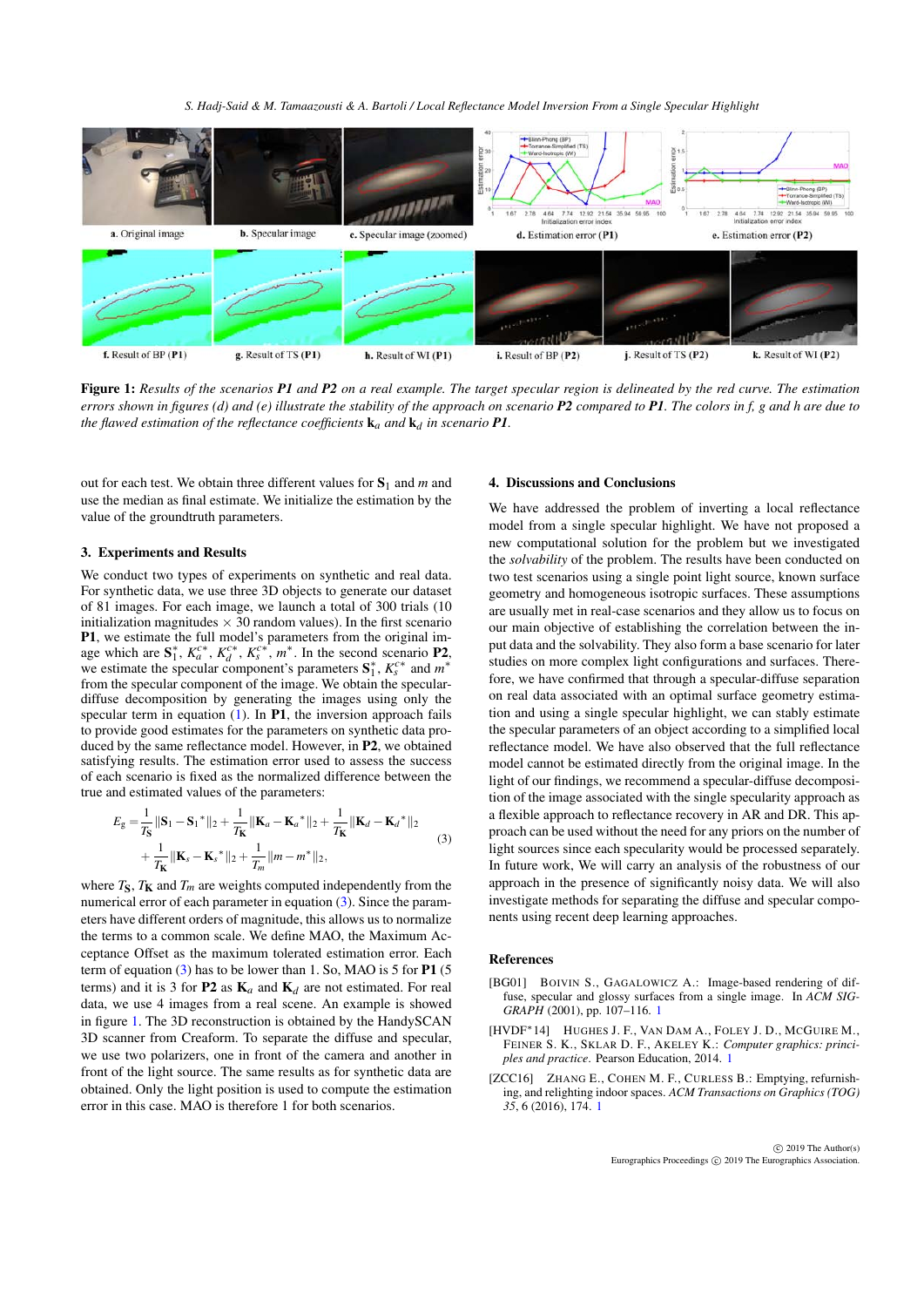a. Original image

b. Specular image

c. Specular image (zoomed)

d. Estimation error (P1)

Estimation error

Blinn-Phong (BP)

Torrance-Simplified (TS)

Ward-Isotropic (WI)

MAO

Initialization error index

1 1.67 2.78 4.64 7.74 12.92 21.54 35.94 59.95 100

e. Estimation error (P2)

Estimation error

MAO

Blinn-Phong (BP)

Torrance-Simplified (TS)

Ward-Isotropic (WI)

Initialization error index

1 1.67 2.78 4.64 7.74 12.92 21.54 35.94 59.95 100

f. Result of BP (**P1**)

g. Result of TS (**P1**)

h. Result of WI (**P1**)

i. Result of BP (**P2**)

j. Result of TS (**P2**)

k. Result of WI (**P2**)

**Figure 1:** *Results of the scenarios **P1** and **P2** on a real example. The target specular region is delineated by the red curve. The estimation errors shown in figures (d) and (e) illustrate the stability of the approach on scenario **P2** compared to **P1**. The colors in f, g and h are due to the flawed estimation of the reflectance coefficients $\mathbf{k}_a$ and $\mathbf{k}_d$ in scenario **P1**.*

out for each test. We obtain three different values for $\mathbf{S}_1$ and $m$ and use the median as final estimate. We initialize the estimation by the value of the groundtruth parameters.

## 3. Experiments and Results

We conduct two types of experiments on synthetic and real data. For synthetic data, we use three 3D objects to generate our dataset of 81 images. For each image, we launch a total of 300 trials (10 initialization magnitudes $\times$ 30 random values). In the first scenario **P1**, we estimate the full model's parameters from the original image which are $\mathbf{S}_1^*$, $K_a^{c*}$, $K_d^{c*}$, $K_s^{c*}$, $m^*$. In the second scenario **P2**, we estimate the specular component's parameters $\mathbf{S}_1^*$, $K_s^{c*}$ and $m^*$ from the specular component of the image. We obtain the specular-diffuse decomposition by generating the images using only the specular term in equation (1). In **P1**, the inversion approach fails to provide good estimates for the parameters on synthetic data produced by the same reflectance model. However, in **P2**, we obtained satisfying results. The estimation error used to assess the success of each scenario is fixed as the normalized difference between the true and estimated values of the parameters:

$$E_g = \frac{1}{T_\mathbf{S}}\|\mathbf{S}_1 - \mathbf{S}_1{}^*\|_2 + \frac{1}{T_\mathbf{K}}\|\mathbf{K}_a - \mathbf{K}_a{}^*\|_2 + \frac{1}{T_\mathbf{K}}\|\mathbf{K}_d - \mathbf{K}_d{}^*\|_2 + \frac{1}{T_\mathbf{K}}\|\mathbf{K}_s - \mathbf{K}_s{}^*\|_2 + \frac{1}{T_m}\|m - m^*\|_2, \tag{3}$$

where $T_\mathbf{S}$, $T_\mathbf{K}$ and $T_m$ are weights computed independently from the numerical error of each parameter in equation (3). Since the parameters have different orders of magnitude, this allows us to normalize the terms to a common scale. We define MAO, the Maximum Acceptance Offset as the maximum tolerated estimation error. Each term of equation (3) has to be lower than 1. So, MAO is 5 for **P1** (5 terms) and it is 3 for **P2** as $\mathbf{K}_a$ and $\mathbf{K}_d$ are not estimated. For real data, we use 4 images from a real scene. An example is showed in figure 1. The 3D reconstruction is obtained by the HandySCAN 3D scanner from Creaform. To separate the diffuse and specular, we use two polarizers, one in front of the camera and another in front of the light source. The same results as for synthetic data are obtained. Only the light position is used to compute the estimation error in this case. MAO is therefore 1 for both scenarios.

## 4. Discussions and Conclusions

We have addressed the problem of inverting a local reflectance model from a single specular highlight. We have not proposed a new computational solution for the problem but we investigated the *solvability* of the problem. The results have been conducted on two test scenarios using a single point light source, known surface geometry and homogeneous isotropic surfaces. These assumptions are usually met in real-case scenarios and they allow us to focus on our main objective of establishing the correlation between the input data and the solvability. They also form a base scenario for later studies on more complex light configurations and surfaces. Therefore, we have confirmed that through a specular-diffuse separation on real data associated with an optimal surface geometry estimation and using a single specular highlight, we can stably estimate the specular parameters of an object according to a simplified local reflectance model. We have also observed that the full reflectance model cannot be estimated directly from the original image. In the light of our findings, we recommend a specular-diffuse decomposition of the image associated with the single specularity approach as a flexible approach to reflectance recovery in AR and DR. This approach can be used without the need for any priors on the number of light sources since each specularity would be processed separately. In future work, We will carry an analysis of the robustness of our approach in the presence of significantly noisy data. We will also investigate methods for separating the diffuse and specular components using recent deep learning approaches.

## References

[BG01] Boivin S., Gagalowicz A.: Image-based rendering of diffuse, specular and glossy surfaces from a single image. In *ACM SIGGRAPH* (2001), pp. 107–116. 1

[HVDF*14] Hughes J. F., Van Dam A., Foley J. D., McGuire M., Feiner S. K., Sklar D. F., Akeley K.: *Computer graphics: principles and practice*. Pearson Education, 2014. 1

[ZCC16] Zhang E., Cohen M. F., Curless B.: Emptying, refurnishing, and relighting indoor spaces. *ACM Transactions on Graphics (TOG) 35*, 6 (2016), 174. 1